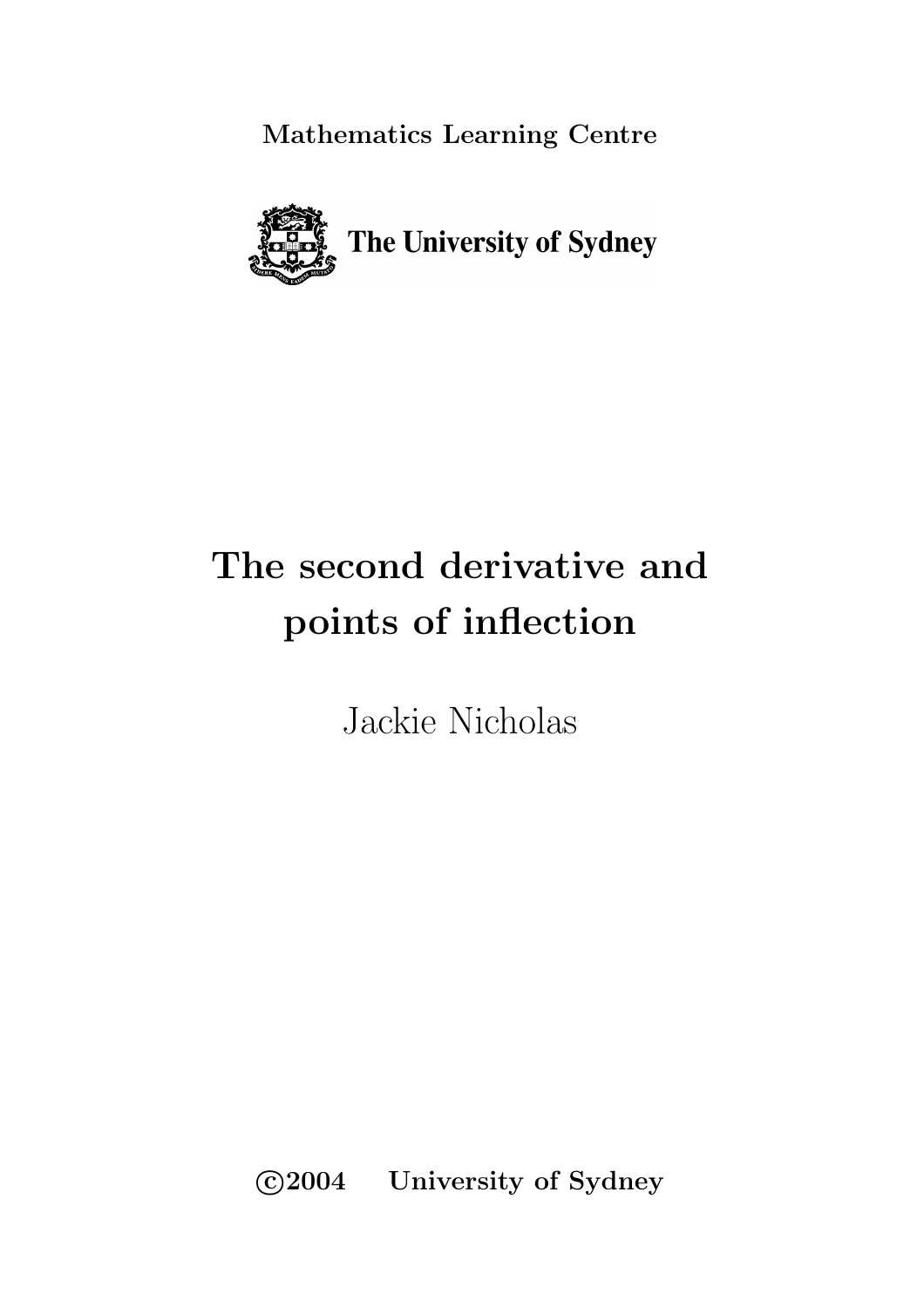**Mathematics Learning Centre**

The University of Sydney

# The second derivative and points of inflection

Jackie Nicholas

**©2004 University of Sydney**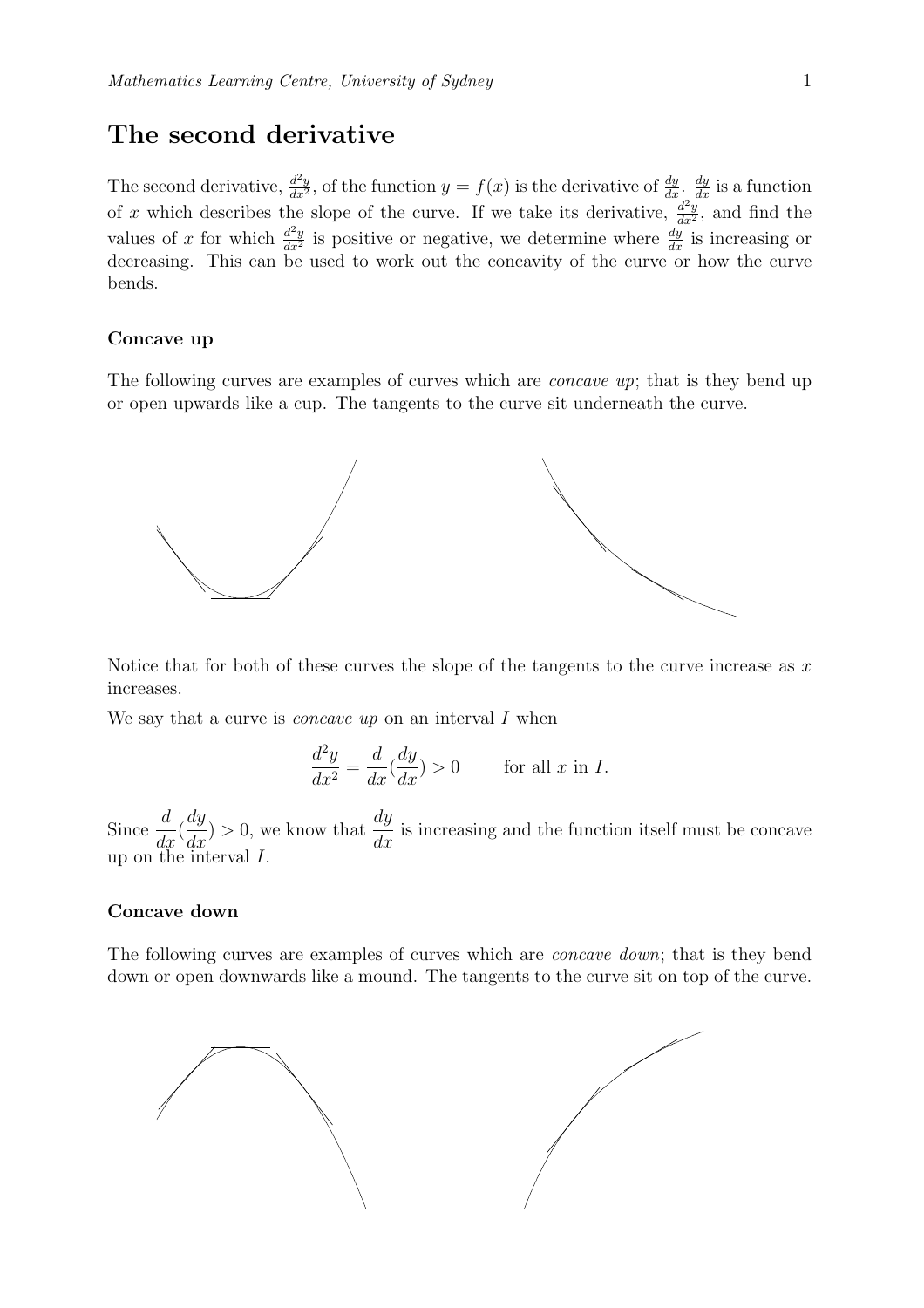## The second derivative

The second derivative, $\frac{d^2y}{dx^2}$, of the function $y = f(x)$ is the derivative of $\frac{dy}{dx}$. $\frac{dy}{dx}$ is a function of $x$ which describes the slope of the curve. If we take its derivative, $\frac{d^2y}{dx^2}$, and find the values of $x$ for which $\frac{d^2y}{dx^2}$ is positive or negative, we determine where $\frac{dy}{dx}$ is increasing or decreasing. This can be used to work out the concavity of the curve or how the curve bends.

### Concave up

The following curves are examples of curves which are *concave up*; that is they bend up or open upwards like a cup. The tangents to the curve sit underneath the curve.

Notice that for both of these curves the slope of the tangents to the curve increase as $x$ increases.

We say that a curve is *concave up* on an interval $I$ when

$$\frac{d^2y}{dx^2} = \frac{d}{dx}(\frac{dy}{dx}) > 0 \qquad \text{for all } x \text{ in } I.$$

Since $\frac{d}{dx}(\frac{dy}{dx}) > 0$, we know that $\frac{dy}{dx}$ is increasing and the function itself must be concave up on the interval $I$.

### Concave down

The following curves are examples of curves which are *concave down*; that is they bend down or open downwards like a mound. The tangents to the curve sit on top of the curve.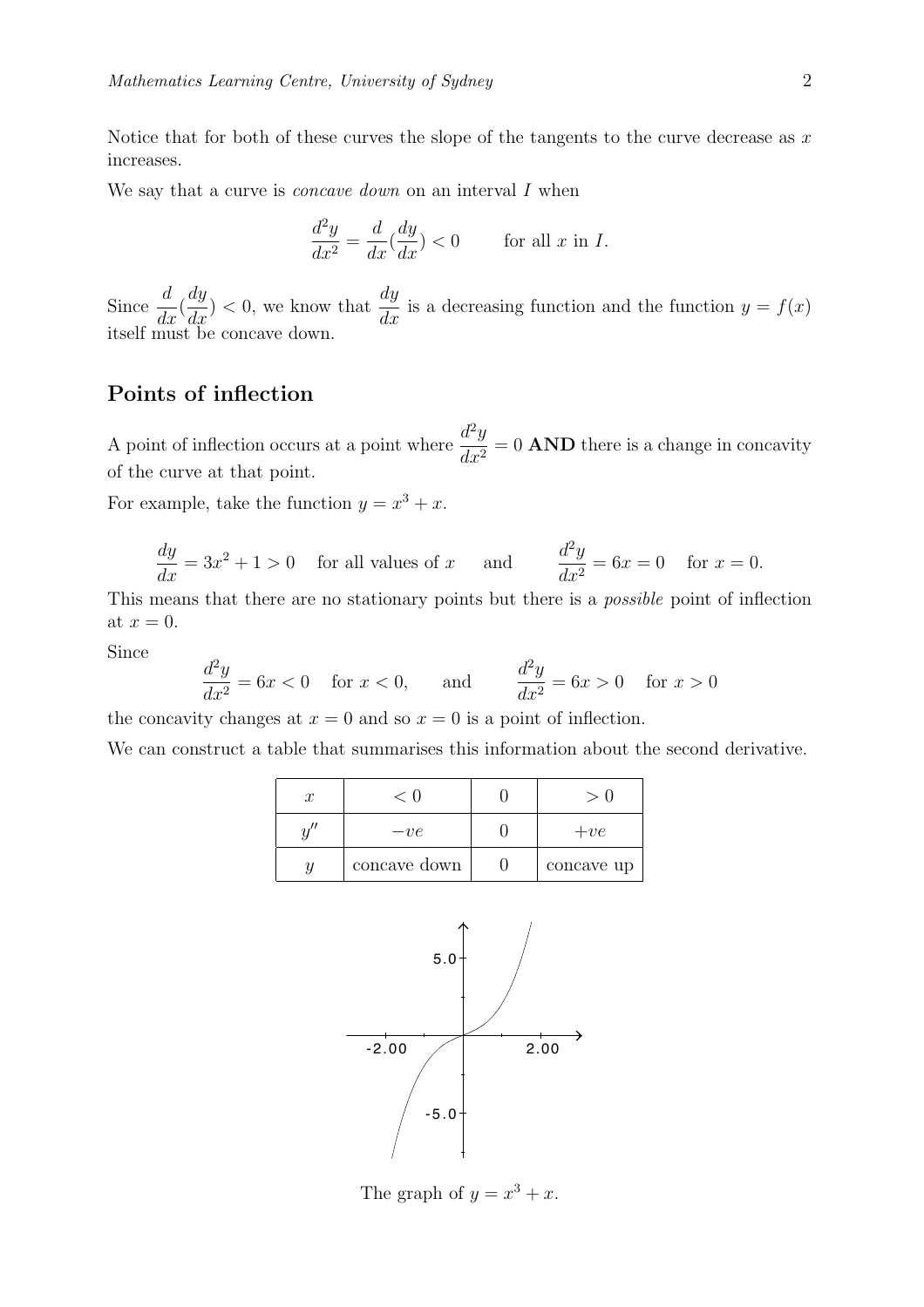Notice that for both of these curves the slope of the tangents to the curve decrease as $x$ increases.

We say that a curve is *concave down* on an interval $I$ when

$$\frac{d^2y}{dx^2} = \frac{d}{dx}\left(\frac{dy}{dx}\right) < 0 \qquad \text{for all } x \text{ in } I.$$

Since $\frac{d}{dx}(\frac{dy}{dx}) < 0$, we know that $\frac{dy}{dx}$ is a decreasing function and the function $y = f(x)$ itself must be concave down.

## Points of inflection

A point of inflection occurs at a point where $\frac{d^2y}{dx^2} = 0$ **AND** there is a change in concavity of the curve at that point.

For example, take the function $y = x^3 + x$.

$$\frac{dy}{dx} = 3x^2 + 1 > 0 \quad \text{for all values of } x \qquad \text{and} \qquad \frac{d^2y}{dx^2} = 6x = 0 \quad \text{for } x = 0.$$

This means that there are no stationary points but there is a *possible* point of inflection at $x = 0$.

Since

$$\frac{d^2y}{dx^2} = 6x < 0 \quad \text{for } x < 0, \qquad \text{and} \qquad \frac{d^2y}{dx^2} = 6x > 0 \quad \text{for } x > 0$$

the concavity changes at $x = 0$ and so $x = 0$ is a point of inflection.

We can construct a table that summarises this information about the second derivative.

| $x$ | $< 0$ | $0$ | $> 0$ |
|---|---|---|---|
| $y''$ | $-ve$ | $0$ | $+ve$ |
| $y$ | concave down | $0$ | concave up |

The graph of $y = x^3 + x$.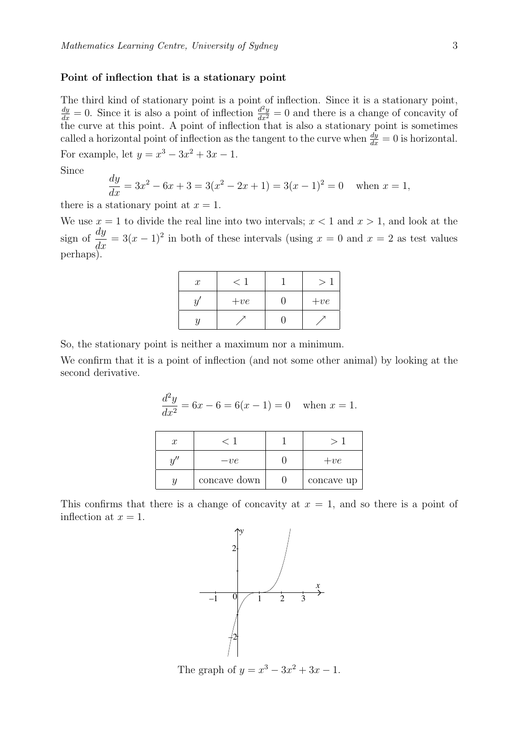**Point of inflection that is a stationary point**

The third kind of stationary point is a point of inflection. Since it is a stationary point, $\frac{dy}{dx} = 0$. Since it is also a point of inflection $\frac{d^2y}{dx^2} = 0$ and there is a change of concavity of the curve at this point. A point of inflection that is also a stationary point is sometimes called a horizontal point of inflection as the tangent to the curve when $\frac{dy}{dx} = 0$ is horizontal.

For example, let $y = x^3 - 3x^2 + 3x - 1$.

Since

$$\frac{dy}{dx} = 3x^2 - 6x + 3 = 3(x^2 - 2x + 1) = 3(x-1)^2 = 0 \quad \text{when } x = 1,$$

there is a stationary point at $x = 1$.

We use $x = 1$ to divide the real line into two intervals; $x < 1$ and $x > 1$, and look at the sign of $\dfrac{dy}{dx} = 3(x-1)^2$ in both of these intervals (using $x = 0$ and $x = 2$ as test values perhaps).

| $x$ | $< 1$ | $1$ | $> 1$ |
|---|---|---|---|
| $y'$ | $+ve$ | $0$ | $+ve$ |
| $y$ | ↗ | $0$ | ↗ |

So, the stationary point is neither a maximum nor a minimum.

We confirm that it is a point of inflection (and not some other animal) by looking at the second derivative.

$$\frac{d^2y}{dx^2} = 6x - 6 = 6(x-1) = 0 \quad \text{when } x = 1.$$

| $x$ | $< 1$ | $1$ | $> 1$ |
|---|---|---|---|
| $y''$ | $-ve$ | $0$ | $+ve$ |
| $y$ | concave down | $0$ | concave up |

This confirms that there is a change of concavity at $x = 1$, and so there is a point of inflection at $x = 1$.

y
2
x
−1
0
1
2
3
−2

The graph of $y = x^3 - 3x^2 + 3x - 1$.